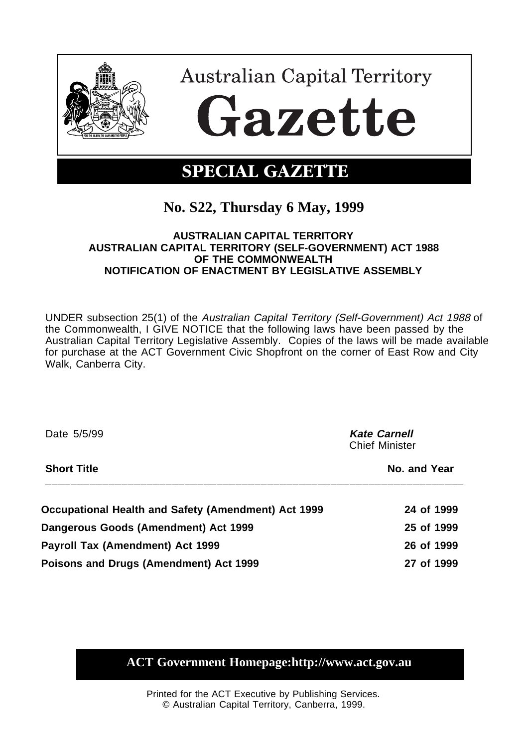# Australian Capital Territory

# Gazette

## SPECIAL GAZETTE

### No. S22, Thursday 6 May, 1999

**AUSTRALIAN CAPITAL TERRITORY**
**AUSTRALIAN CAPITAL TERRITORY (SELF-GOVERNMENT) ACT 1988**
**OF THE COMMONWEALTH**
**NOTIFICATION OF ENACTMENT BY LEGISLATIVE ASSEMBLY**

UNDER subsection 25(1) of the *Australian Capital Territory (Self-Government) Act 1988* of the Commonwealth, I GIVE NOTICE that the following laws have been passed by the Australian Capital Territory Legislative Assembly. Copies of the laws will be made available for purchase at the ACT Government Civic Shopfront on the corner of East Row and City Walk, Canberra City.

Date 5/5/99

***Kate Carnell***
Chief Minister

| **Short Title** | **No. and Year** |
|---|---|
| **Occupational Health and Safety (Amendment) Act 1999** | **24 of 1999** |
| **Dangerous Goods (Amendment) Act 1999** | **25 of 1999** |
| **Payroll Tax (Amendment) Act 1999** | **26 of 1999** |
| **Poisons and Drugs (Amendment) Act 1999** | **27 of 1999** |

**ACT Government Homepage:http://www.act.gov.au**

Printed for the ACT Executive by Publishing Services.
© Australian Capital Territory, Canberra, 1999.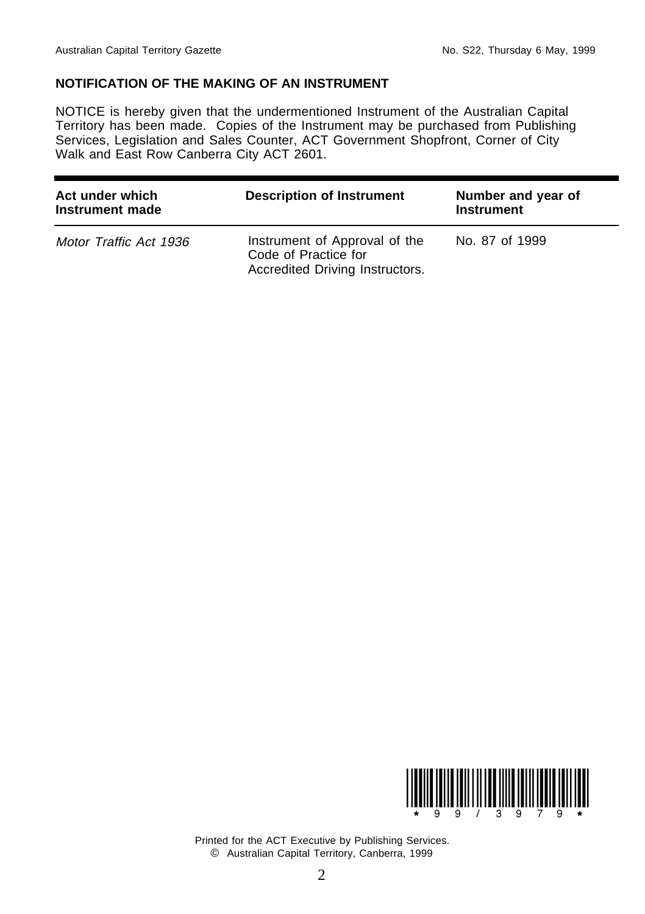**NOTIFICATION OF THE MAKING OF AN INSTRUMENT**

NOTICE is hereby given that the undermentioned Instrument of the Australian Capital Territory has been made. Copies of the Instrument may be purchased from Publishing Services, Legislation and Sales Counter, ACT Government Shopfront, Corner of City Walk and East Row Canberra City ACT 2601.

| Act under which Instrument made | Description of Instrument | Number and year of Instrument |
|---|---|---|
| *Motor Traffic Act 1936* | Instrument of Approval of the Code of Practice for Accredited Driving Instructors. | No. 87 of 1999 |

*99/3979*

Printed for the ACT Executive by Publishing Services.
© Australian Capital Territory, Canberra, 1999